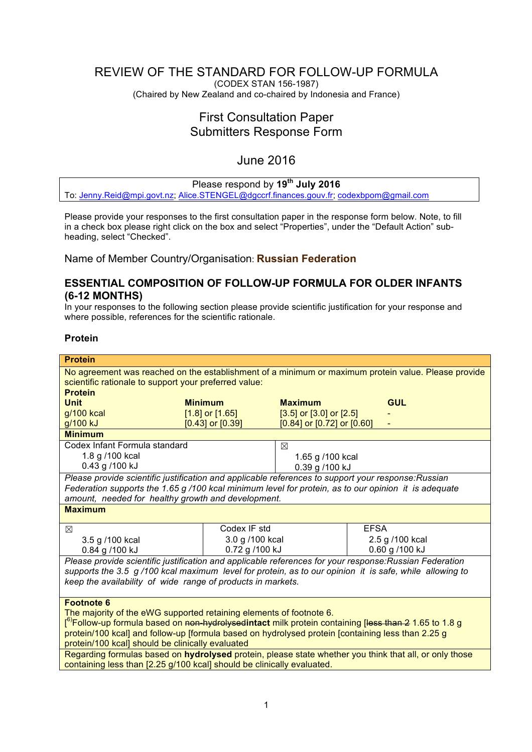# REVIEW OF THE STANDARD FOR FOLLOW-UP FORMULA

(CODEX STAN 156-1987)

(Chaired by New Zealand and co-chaired by Indonesia and France)

## First Consultation Paper
## Submitters Response Form

## June 2016

| Please respond by 19th July 2016 |
|---|
| To: Jenny.Reid@mpi.govt.nz; Alice.STENGEL@dgccrf.finances.gouv.fr; codexbpom@gmail.com |

Please provide your responses to the first consultation paper in the response form below. Note, to fill in a check box please right click on the box and select "Properties", under the "Default Action" sub-heading, select "Checked".

Name of Member Country/Organisation: **Russian Federation**

### ESSENTIAL COMPOSITION OF FOLLOW-UP FORMULA FOR OLDER INFANTS (6-12 MONTHS)

In your responses to the following section please provide scientific justification for your response and where possible, references for the scientific rationale.

#### Protein

| **Protein** | | | |
|---|---|---|---|
| No agreement was reached on the establishment of a minimum or maximum protein value. Please provide scientific rationale to support your preferred value: | | | |
| **Protein** | | | |
| **Unit** | **Minimum** | **Maximum** | **GUL** |
| g/100 kcal | [1.8] or [1.65] | [3.5] or [3.0] or [2.5] | - |
| g/100 kJ | [0.43] or [0.39] | [0.84] or [0.72] or [0.60] | - |

| **Minimum** | |
|---|---|
| Codex Infant Formula standard<br>1.8 g /100 kcal<br>0.43 g /100 kJ | ☒<br>1.65 g /100 kcal<br>0.39 g /100 kJ |
| *Please provide scientific justification and applicable references to support your response:Russian Federation supports the 1.65 g /100 kcal minimum level for protein, as to our opinion it is adequate amount, needed for healthy growth and development.* | |

| **Maximum** | | |
|---|---|---|
| ☒<br>3.5 g /100 kcal<br>0.84 g /100 kJ | Codex IF std<br>3.0 g /100 kcal<br>0.72 g /100 kJ | EFSA<br>2.5 g /100 kcal<br>0.60 g /100 kJ |
| *Please provide scientific justification and applicable references for your response:Russian Federation supports the 3.5 g /100 kcal maximum level for protein, as to our opinion it is safe, while allowing to keep the availability of wide range of products in markets.* | | |

| **Footnote 6** |
|---|
| The majority of the eWG supported retaining elements of footnote 6.<br>[6)Follow-up formula based on ~~non-hydrolysed~~**intact** milk protein containing [~~less than 2~~ 1.65 to 1.8 g protein/100 kcal] and follow-up [formula based on hydrolysed protein [containing less than 2.25 g protein/100 kcal] should be clinically evaluated |
| Regarding formulas based on **hydrolysed** protein, please state whether you think that all, or only those containing less than [2.25 g/100 kcal] should be clinically evaluated. |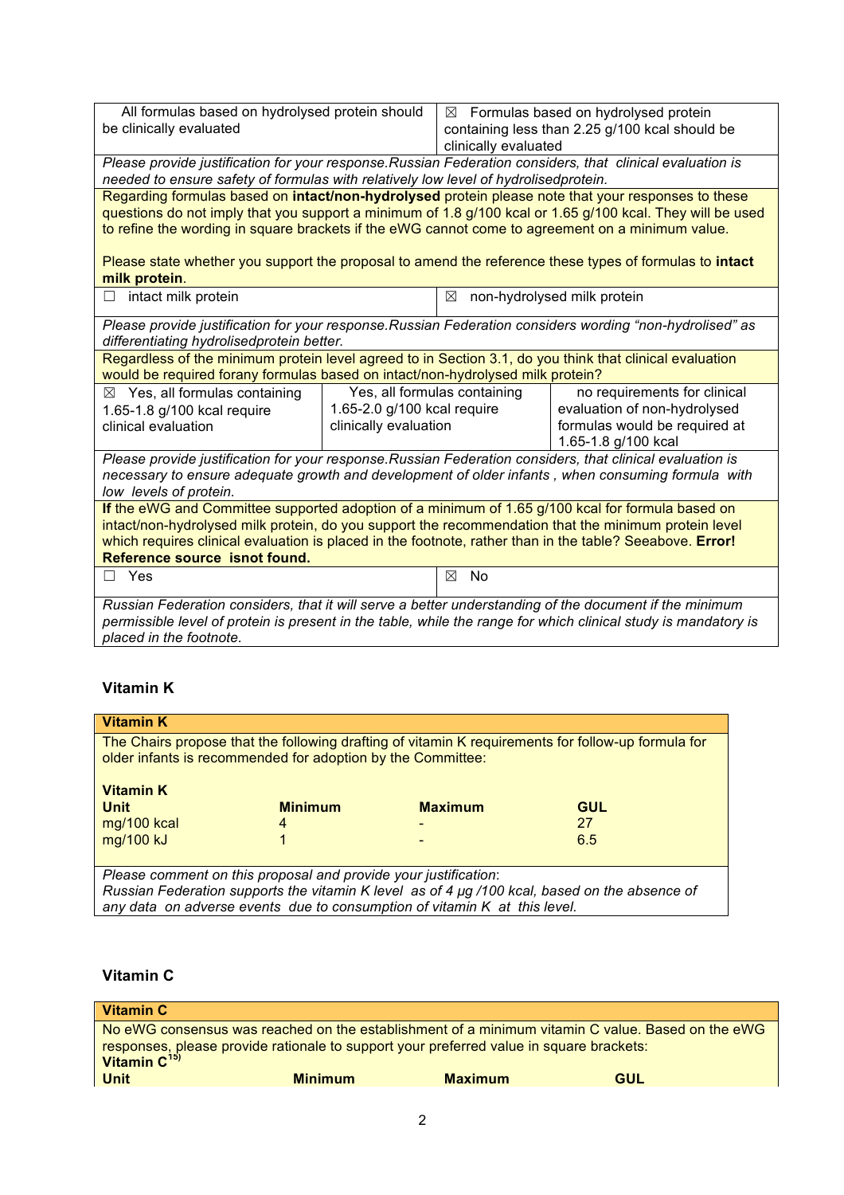| All formulas based on hydrolysed protein should be clinically evaluated | ☒ Formulas based on hydrolysed protein containing less than 2.25 g/100 kcal should be clinically evaluated |
|---|---|

*Please provide justification for your response.Russian Federation considers, that clinical evaluation is needed to ensure safety of formulas with relatively low level of hydrolisedprotein.*

Regarding formulas based on **intact/non-hydrolysed** protein please note that your responses to these questions do not imply that you support a minimum of 1.8 g/100 kcal or 1.65 g/100 kcal. They will be used to refine the wording in square brackets if the eWG cannot come to agreement on a minimum value.

Please state whether you support the proposal to amend the reference these types of formulas to **intact milk protein**.

| ☐ intact milk protein | ☒ non-hydrolysed milk protein |
|---|---|

*Please provide justification for your response.Russian Federation considers wording "non-hydrolised" as differentiating hydrolisedprotein better.*

Regardless of the minimum protein level agreed to in Section 3.1, do you think that clinical evaluation would be required forany formulas based on intact/non-hydrolysed milk protein?

| ☒ Yes, all formulas containing 1.65-1.8 g/100 kcal require clinical evaluation | Yes, all formulas containing 1.65-2.0 g/100 kcal require clinically evaluation | no requirements for clinical evaluation of non-hydrolysed formulas would be required at 1.65-1.8 g/100 kcal |
|---|---|---|

*Please provide justification for your response.Russian Federation considers, that clinical evaluation is necessary to ensure adequate growth and development of older infants , when consuming formula with low levels of protein.*

**If** the eWG and Committee supported adoption of a minimum of 1.65 g/100 kcal for formula based on intact/non-hydrolysed milk protein, do you support the recommendation that the minimum protein level which requires clinical evaluation is placed in the footnote, rather than in the table? Seeabove. **Error! Reference source isnot found.**

| ☐ Yes | ☒ No |
|---|---|

*Russian Federation considers, that it will serve a better understanding of the document if the minimum permissible level of protein is present in the table, while the range for which clinical study is mandatory is placed in the footnote.*

## Vitamin K

**Vitamin K**

The Chairs propose that the following drafting of vitamin K requirements for follow-up formula for older infants is recommended for adoption by the Committee:

**Vitamin K**

| Unit | Minimum | Maximum | GUL |
|---|---|---|---|
| mg/100 kcal | 4 | - | 27 |
| mg/100 kJ | 1 | - | 6.5 |

*Please comment on this proposal and provide your justification:*
*Russian Federation supports the vitamin K level as of 4 µg /100 kcal, based on the absence of any data on adverse events due to consumption of vitamin K at this level.*

## Vitamin C

**Vitamin C**

No eWG consensus was reached on the establishment of a minimum vitamin C value. Based on the eWG responses, please provide rationale to support your preferred value in square brackets:

**Vitamin C**[15)]

| Unit | Minimum | Maximum | GUL |
|---|---|---|---|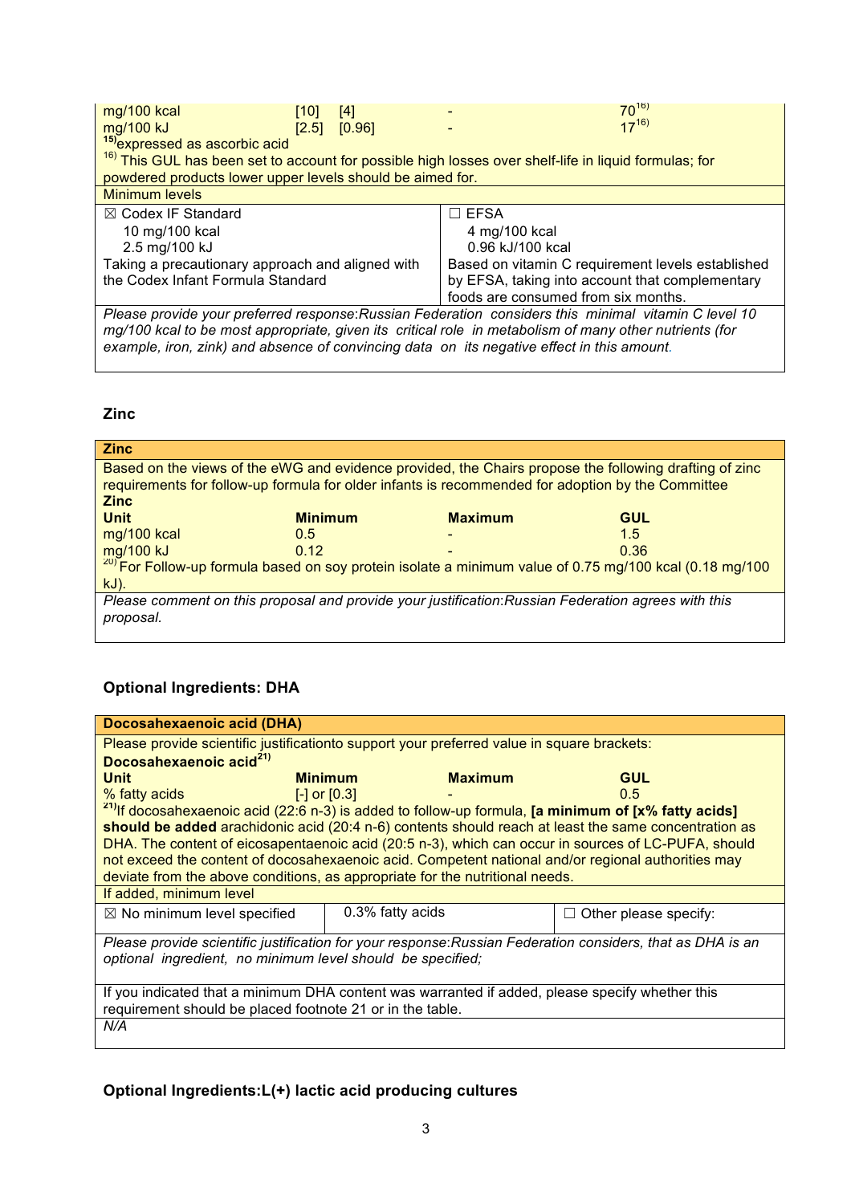| Unit | Minimum | | Maximum | GUL |
|---|---|---|---|---|
| mg/100 kcal | [10] | [4] | - | 70[16] |
| mg/100 kJ | [2.5] | [0.96] | - | 17[16] |

[15] expressed as ascorbic acid

[16] This GUL has been set to account for possible high losses over shelf-life in liquid formulas; for powdered products lower upper levels should be aimed for.

Minimum levels

| ☒ Codex IF Standard | ☐ EFSA |
|---|---|
| 10 mg/100 kcal<br>2.5 mg/100 kJ<br>Taking a precautionary approach and aligned with the Codex Infant Formula Standard | 4 mg/100 kcal<br>0.96 kJ/100 kcal<br>Based on vitamin C requirement levels established by EFSA, taking into account that complementary foods are consumed from six months. |

*Please provide your preferred response:Russian Federation considers this minimal vitamin C level 10 mg/100 kcal to be most appropriate, given its critical role in metabolism of many other nutrients (for example, iron, zink) and absence of convincing data on its negative effect in this amount.*

## Zinc

**Zinc**

Based on the views of the eWG and evidence provided, the Chairs propose the following drafting of zinc requirements for follow-up formula for older infants is recommended for adoption by the Committee

**Zinc**

| Unit | Minimum | Maximum | GUL |
|---|---|---|---|
| mg/100 kcal | 0.5 | - | 1.5 |
| mg/100 kJ | 0.12 | - | 0.36 |

[20] For Follow-up formula based on soy protein isolate a minimum value of 0.75 mg/100 kcal (0.18 mg/100 kJ).

*Please comment on this proposal and provide your justification:Russian Federation agrees with this proposal.*

## Optional Ingredients: DHA

**Docosahexaenoic acid (DHA)**

Please provide scientific justificationto support your preferred value in square brackets:

**Docosahexaenoic acid**[21]

| Unit | Minimum | Maximum | GUL |
|---|---|---|---|
| % fatty acids | [-] or [0.3] | - | 0.5 |

[21] If docosahexaenoic acid (22:6 n-3) is added to follow-up formula, **[a minimum of [x% fatty acids] should be added** arachidonic acid (20:4 n-6) contents should reach at least the same concentration as DHA. The content of eicosapentaenoic acid (20:5 n-3), which can occur in sources of LC-PUFA, should not exceed the content of docosahexaenoic acid. Competent national and/or regional authorities may deviate from the above conditions, as appropriate for the nutritional needs.

If added, minimum level

| ☒ No minimum level specified | 0.3% fatty acids | ☐ Other please specify: |
|---|---|---|

*Please provide scientific justification for your response:Russian Federation considers, that as DHA is an optional ingredient, no minimum level should be specified;*

If you indicated that a minimum DHA content was warranted if added, please specify whether this requirement should be placed footnote 21 or in the table.

*N/A*

## Optional Ingredients:L(+) lactic acid producing cultures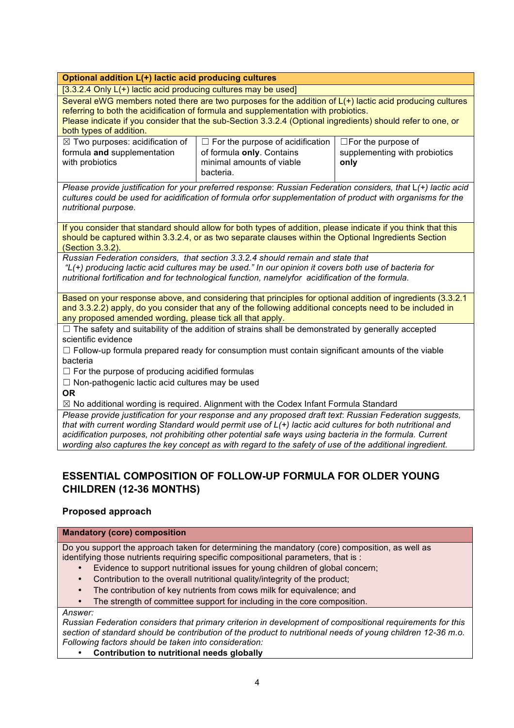| Optional addition L(+) lactic acid producing cultures | | |
|---|---|---|
| [3.3.2.4 Only L(+) lactic acid producing cultures may be used] | | |
| Several eWG members noted there are two purposes for the addition of L(+) lactic acid producing cultures referring to both the acidification of formula and supplementation with probiotics. Please indicate if you consider that the sub-Section 3.3.2.4 (Optional ingredients) should refer to one, or both types of addition. | | |
| ☒ Two purposes: acidification of formula **and** supplementation with probiotics | ☐ For the purpose of acidification of formula **only**. Contains minimal amounts of viable bacteria. | ☐For the purpose of supplementing with probiotics **only** |
| *Please provide justification for your preferred response: Russian Federation considers, that* L*(+) lactic acid cultures could be used for acidification of formula orfor supplementation of product with organisms for the nutritional purpose.* | | |
| If you consider that standard should allow for both types of addition, please indicate if you think that this should be captured within 3.3.2.4, or as two separate clauses within the Optional Ingredients Section (Section 3.3.2). | | |
| *Russian Federation considers, that section 3.3.2.4 should remain and state that "L(+) producing lactic acid cultures may be used." In our opinion it covers both use of bacteria for nutritional fortification and for technological function, namelyfor acidification of the formula.* | | |
| Based on your response above, and considering that principles for optional addition of ingredients (3.3.2.1 and 3.3.2.2) apply, do you consider that any of the following additional concepts need to be included in any proposed amended wording, please tick all that apply. | | |
| ☐ The safety and suitability of the addition of strains shall be demonstrated by generally accepted scientific evidence<br>☐ Follow-up formula prepared ready for consumption must contain significant amounts of the viable bacteria<br>☐ For the purpose of producing acidified formulas<br>☐ Non-pathogenic lactic acid cultures may be used<br>**OR**<br>☒ No additional wording is required. Alignment with the Codex Infant Formula Standard | | |
| *Please provide justification for your response and any proposed draft text: Russian Federation suggests, that with current wording Standard would permit use of L(+) lactic acid cultures for both nutritional and acidification purposes, not prohibiting other potential safe ways using bacteria in the formula. Current wording also captures the key concept as with regard to the safety of use of the additional ingredient.* | | |

## ESSENTIAL COMPOSITION OF FOLLOW-UP FORMULA FOR OLDER YOUNG CHILDREN (12-36 MONTHS)

### Proposed approach

| Mandatory (core) composition |
|---|
| Do you support the approach taken for determining the mandatory (core) composition, as well as identifying those nutrients requiring specific compositional parameters, that is :<br>• Evidence to support nutritional issues for young children of global concern;<br>• Contribution to the overall nutritional quality/integrity of the product;<br>• The contribution of key nutrients from cows milk for equivalence; and<br>• The strength of committee support for including in the core composition. |
| *Answer:*<br>*Russian Federation considers that primary criterion in development of compositional requirements for this section of standard should be contribution of the product to nutritional needs of young children 12-36 m.o. Following factors should be taken into consideration:*<br>• ***Contribution to nutritional needs globally*** |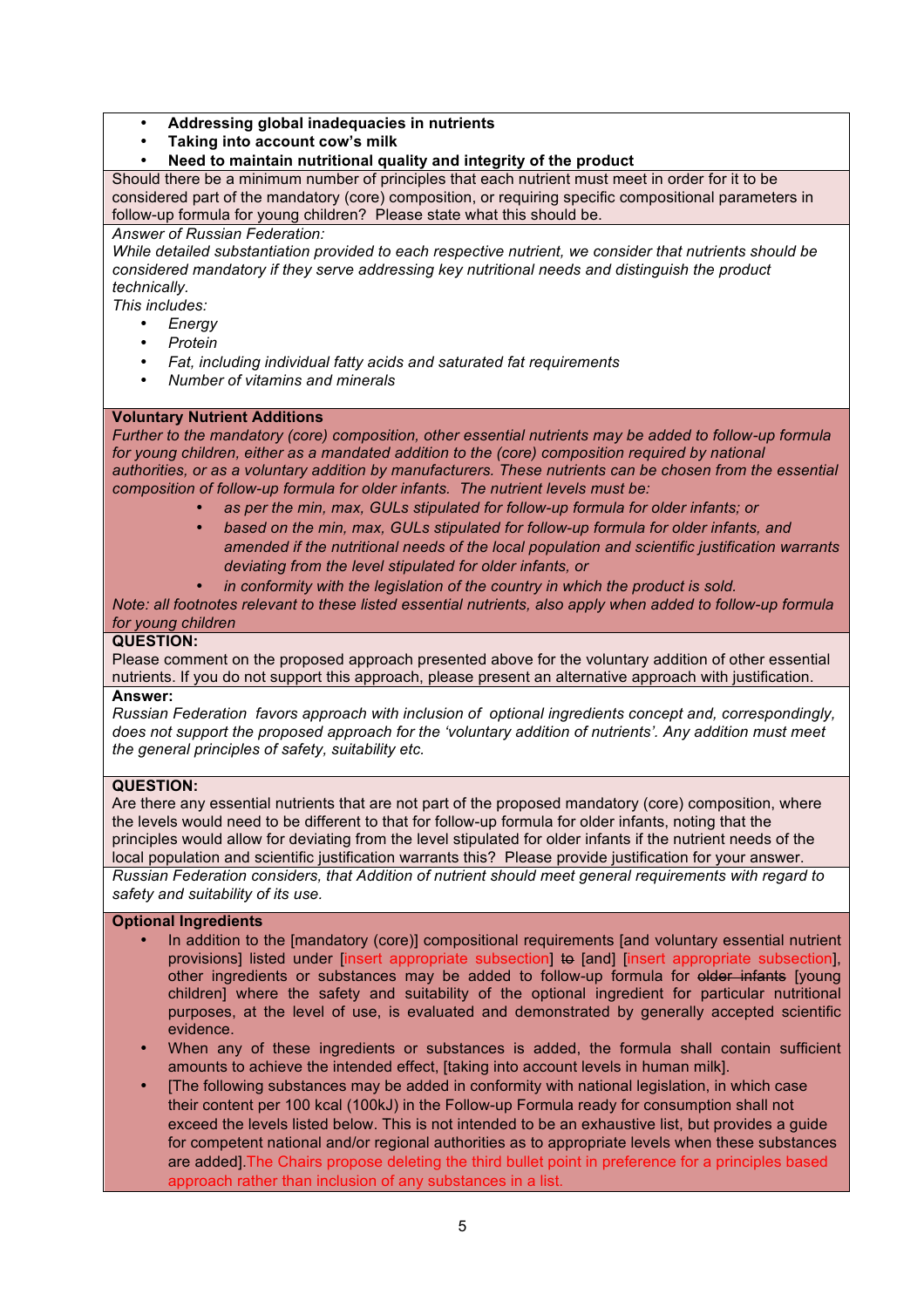- **Addressing global inadequacies in nutrients**
- **Taking into account cow's milk**
- **Need to maintain nutritional quality and integrity of the product**

Should there be a minimum number of principles that each nutrient must meet in order for it to be considered part of the mandatory (core) composition, or requiring specific compositional parameters in follow-up formula for young children? Please state what this should be.

*Answer of Russian Federation:*

*While detailed substantiation provided to each respective nutrient, we consider that nutrients should be considered mandatory if they serve addressing key nutritional needs and distinguish the product technically.*

*This includes:*

- *Energy*
- *Protein*
- *Fat, including individual fatty acids and saturated fat requirements*
- *Number of vitamins and minerals*

**Voluntary Nutrient Additions**

*Further to the mandatory (core) composition, other essential nutrients may be added to follow-up formula for young children, either as a mandated addition to the (core) composition required by national authorities, or as a voluntary addition by manufacturers. These nutrients can be chosen from the essential composition of follow-up formula for older infants. The nutrient levels must be:*

- *as per the min, max, GULs stipulated for follow-up formula for older infants; or*
- *based on the min, max, GULs stipulated for follow-up formula for older infants, and amended if the nutritional needs of the local population and scientific justification warrants deviating from the level stipulated for older infants, or*
- *in conformity with the legislation of the country in which the product is sold.*

*Note: all footnotes relevant to these listed essential nutrients, also apply when added to follow-up formula for young children*

**QUESTION:**

Please comment on the proposed approach presented above for the voluntary addition of other essential nutrients. If you do not support this approach, please present an alternative approach with justification.

**Answer:**

*Russian Federation favors approach with inclusion of optional ingredients concept and, correspondingly, does not support the proposed approach for the 'voluntary addition of nutrients'. Any addition must meet the general principles of safety, suitability etc.*

**QUESTION:**

Are there any essential nutrients that are not part of the proposed mandatory (core) composition, where the levels would need to be different to that for follow-up formula for older infants, noting that the principles would allow for deviating from the level stipulated for older infants if the nutrient needs of the local population and scientific justification warrants this? Please provide justification for your answer.

*Russian Federation considers, that Addition of nutrient should meet general requirements with regard to safety and suitability of its use.*

**Optional Ingredients**

- In addition to the [mandatory (core)] compositional requirements [and voluntary essential nutrient provisions] listed under [insert appropriate subsection] ~~to~~ [and] [insert appropriate subsection], other ingredients or substances may be added to follow-up formula for ~~older infants~~ [young children] where the safety and suitability of the optional ingredient for particular nutritional purposes, at the level of use, is evaluated and demonstrated by generally accepted scientific evidence.
- When any of these ingredients or substances is added, the formula shall contain sufficient amounts to achieve the intended effect, [taking into account levels in human milk].
- [The following substances may be added in conformity with national legislation, in which case their content per 100 kcal (100kJ) in the Follow-up Formula ready for consumption shall not exceed the levels listed below. This is not intended to be an exhaustive list, but provides a guide for competent national and/or regional authorities as to appropriate levels when these substances are added].The Chairs propose deleting the third bullet point in preference for a principles based approach rather than inclusion of any substances in a list.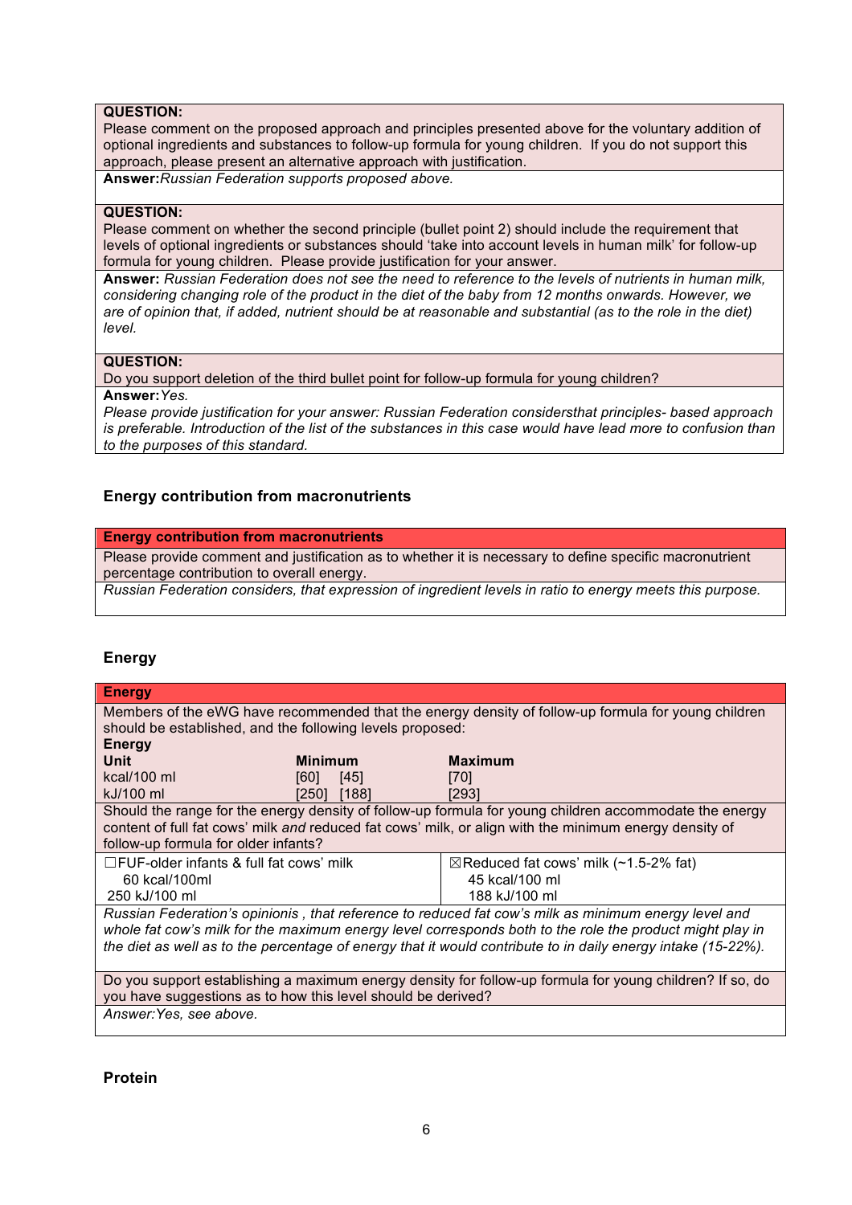**QUESTION:**
Please comment on the proposed approach and principles presented above for the voluntary addition of optional ingredients and substances to follow-up formula for young children. If you do not support this approach, please present an alternative approach with justification.

**Answer:** *Russian Federation supports proposed above.*

**QUESTION:**
Please comment on whether the second principle (bullet point 2) should include the requirement that levels of optional ingredients or substances should 'take into account levels in human milk' for follow-up formula for young children. Please provide justification for your answer.

**Answer:** *Russian Federation does not see the need to reference to the levels of nutrients in human milk, considering changing role of the product in the diet of the baby from 12 months onwards. However, we are of opinion that, if added, nutrient should be at reasonable and substantial (as to the role in the diet) level.*

**QUESTION:**
Do you support deletion of the third bullet point for follow-up formula for young children?

**Answer:** *Yes.*

*Please provide justification for your answer: Russian Federation considersthat principles- based approach is preferable. Introduction of the list of the substances in this case would have lead more to confusion than to the purposes of this standard.*

## Energy contribution from macronutrients

**Energy contribution from macronutrients**

Please provide comment and justification as to whether it is necessary to define specific macronutrient percentage contribution to overall energy.

*Russian Federation considers, that expression of ingredient levels in ratio to energy meets this purpose.*

## Energy

**Energy**

Members of the eWG have recommended that the energy density of follow-up formula for young children should be established, and the following levels proposed:

**Energy**

| Unit | Minimum | Maximum |
|---|---|---|
| kcal/100 ml | [60] [45] | [70] |
| kJ/100 ml | [250] [188] | [293] |

Should the range for the energy density of follow-up formula for young children accommodate the energy content of full fat cows' milk *and* reduced fat cows' milk, or align with the minimum energy density of follow-up formula for older infants?

| ☐FUF-older infants & full fat cows' milk | ☒Reduced fat cows' milk (~1.5-2% fat) |
|---|---|
| 60 kcal/100ml | 45 kcal/100 ml |
| 250 kJ/100 ml | 188 kJ/100 ml |

*Russian Federation's opinionis , that reference to reduced fat cow's milk as minimum energy level and whole fat cow's milk for the maximum energy level corresponds both to the role the product might play in the diet as well as to the percentage of energy that it would contribute to in daily energy intake (15-22%).*

Do you support establishing a maximum energy density for follow-up formula for young children? If so, do you have suggestions as to how this level should be derived?

*Answer:Yes, see above.*

## Protein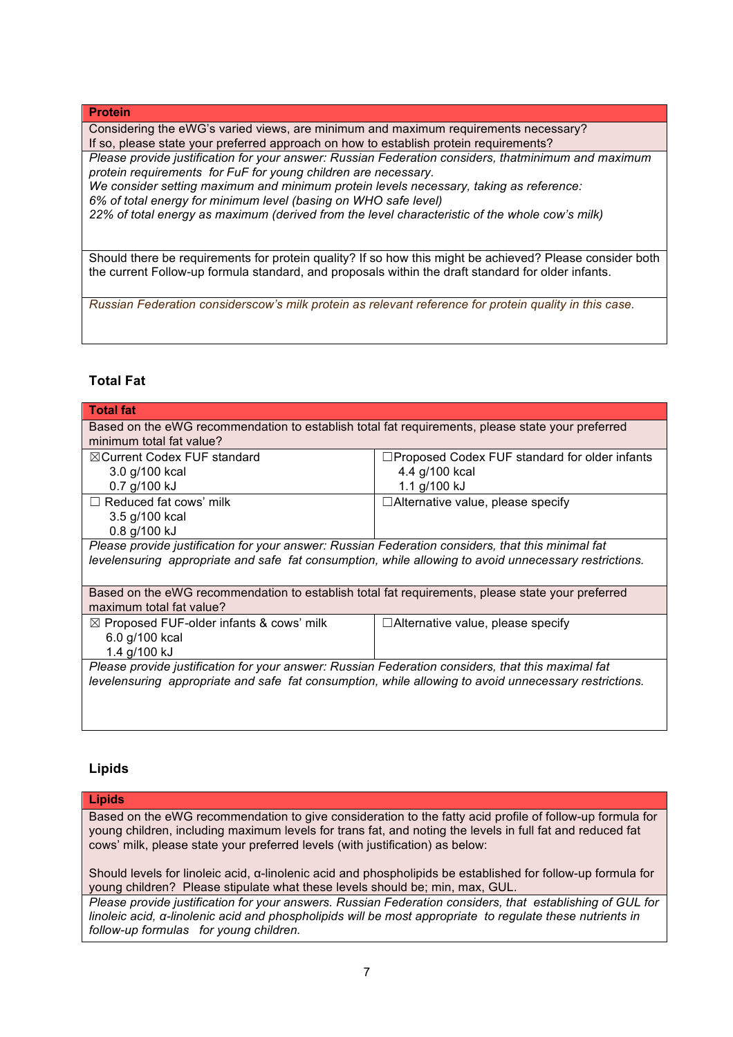| **Protein** |
|---|
| Considering the eWG's varied views, are minimum and maximum requirements necessary? If so, please state your preferred approach on how to establish protein requirements? |
| *Please provide justification for your answer: Russian Federation considers, thatminimum and maximum protein requirements for FuF for young children are necessary.* *We consider setting maximum and minimum protein levels necessary, taking as reference:* *6% of total energy for minimum level (basing on WHO safe level)* *22% of total energy as maximum (derived from the level characteristic of the whole cow's milk)* |
| Should there be requirements for protein quality? If so how this might be achieved? Please consider both the current Follow-up formula standard, and proposals within the draft standard for older infants. |
| *Russian Federation considerscow's milk protein as relevant reference for protein quality in this case.* |

### Total Fat

| **Total fat** | |
|---|---|
| Based on the eWG recommendation to establish total fat requirements, please state your preferred minimum total fat value? | |
| ☒Current Codex FUF standard<br>3.0 g/100 kcal<br>0.7 g/100 kJ | ☐Proposed Codex FUF standard for older infants<br>4.4 g/100 kcal<br>1.1 g/100 kJ |
| ☐ Reduced fat cows' milk<br>3.5 g/100 kcal<br>0.8 g/100 kJ | ☐Alternative value, please specify |
| *Please provide justification for your answer: Russian Federation considers, that this minimal fat levelensuring appropriate and safe fat consumption, while allowing to avoid unnecessary restrictions.* | |
| Based on the eWG recommendation to establish total fat requirements, please state your preferred maximum total fat value? | |
| ☒ Proposed FUF-older infants & cows' milk<br>6.0 g/100 kcal<br>1.4 g/100 kJ | ☐Alternative value, please specify |
| *Please provide justification for your answer: Russian Federation considers, that this maximal fat levelensuring appropriate and safe fat consumption, while allowing to avoid unnecessary restrictions.* | |

### Lipids

| **Lipids** |
|---|
| Based on the eWG recommendation to give consideration to the fatty acid profile of follow-up formula for young children, including maximum levels for trans fat, and noting the levels in full fat and reduced fat cows' milk, please state your preferred levels (with justification) as below:<br><br>Should levels for linoleic acid, α-linolenic acid and phospholipids be established for follow-up formula for young children? Please stipulate what these levels should be; min, max, GUL. |
| *Please provide justification for your answers. Russian Federation considers, that establishing of GUL for linoleic acid, α-linolenic acid and phospholipids will be most appropriate to regulate these nutrients in follow-up formulas for young children.* |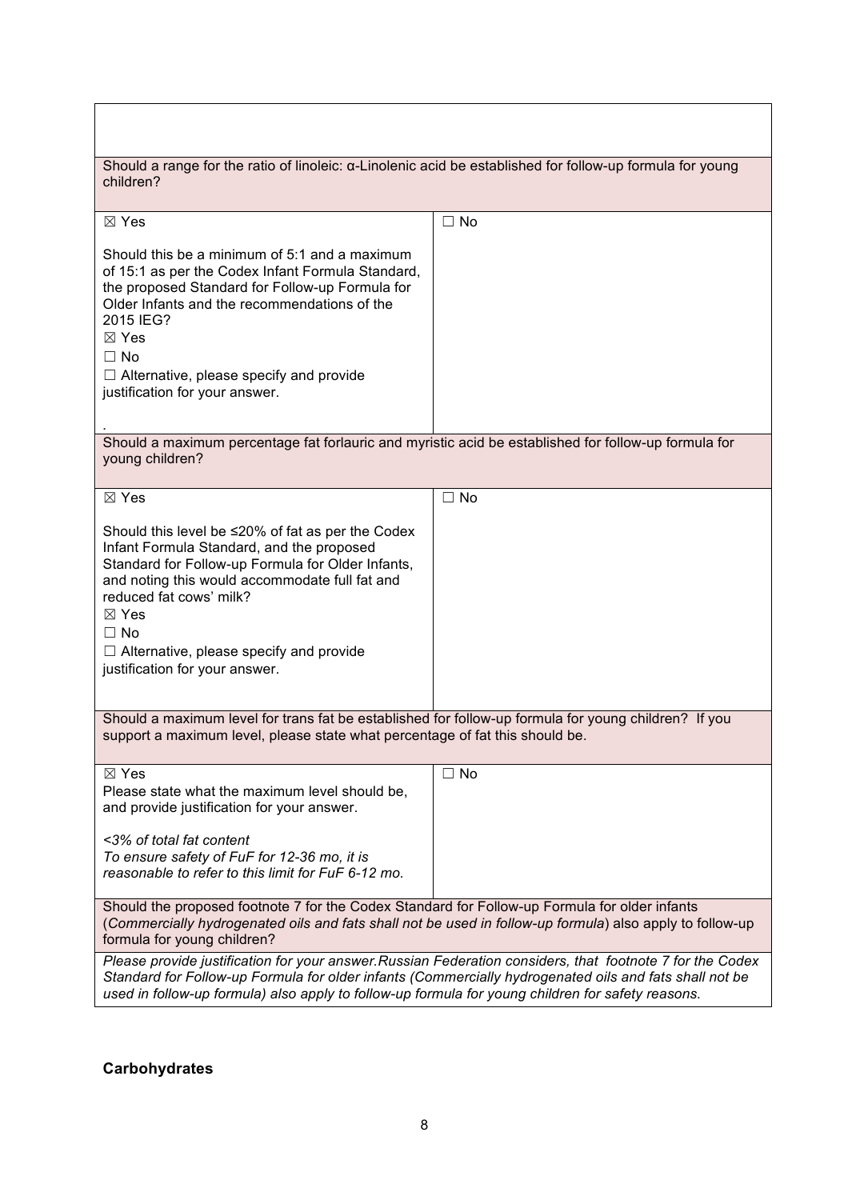| | |
|---|---|
| | |
| Should a range for the ratio of linoleic: α-Linolenic acid be established for follow-up formula for young children? | |
| ☒ Yes<br><br>Should this be a minimum of 5:1 and a maximum of 15:1 as per the Codex Infant Formula Standard, the proposed Standard for Follow-up Formula for Older Infants and the recommendations of the 2015 IEG?<br>☒ Yes<br>☐ No<br>☐ Alternative, please specify and provide justification for your answer.<br><br>. | ☐ No |
| Should a maximum percentage fat forlauric and myristic acid be established for follow-up formula for young children? | |
| ☒ Yes<br><br>Should this level be ≤20% of fat as per the Codex Infant Formula Standard, and the proposed Standard for Follow-up Formula for Older Infants, and noting this would accommodate full fat and reduced fat cows' milk?<br>☒ Yes<br>☐ No<br>☐ Alternative, please specify and provide justification for your answer. | ☐ No |
| Should a maximum level for trans fat be established for follow-up formula for young children? If you support a maximum level, please state what percentage of fat this should be. | |
| ☒ Yes<br>Please state what the maximum level should be, and provide justification for your answer.<br><br>*<3% of total fat content*<br>*To ensure safety of FuF for 12-36 mo, it is reasonable to refer to this limit for FuF 6-12 mo.* | ☐ No |
| Should the proposed footnote 7 for the Codex Standard for Follow-up Formula for older infants (*Commercially hydrogenated oils and fats shall not be used in follow-up formula*) also apply to follow-up formula for young children? | |
| *Please provide justification for your answer.Russian Federation considers, that footnote 7 for the Codex Standard for Follow-up Formula for older infants (Commercially hydrogenated oils and fats shall not be used in follow-up formula) also apply to follow-up formula for young children for safety reasons.* | |

**Carbohydrates**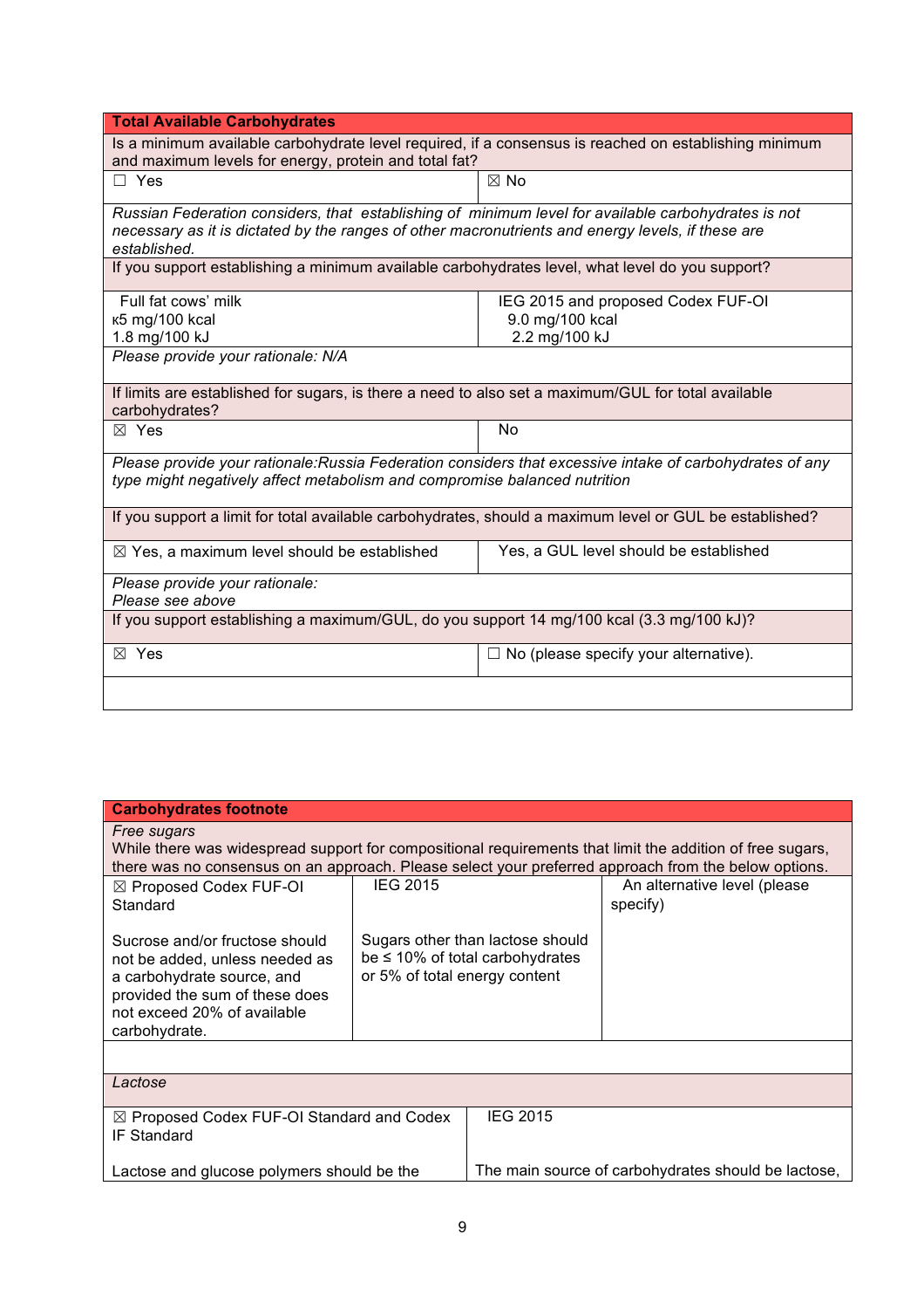| Total Available Carbohydrates | |
|---|---|
| Is a minimum available carbohydrate level required, if a consensus is reached on establishing minimum and maximum levels for energy, protein and total fat? | |
| ☐ Yes | ☒ No |
| *Russian Federation considers, that establishing of minimum level for available carbohydrates is not necessary as it is dictated by the ranges of other macronutrients and energy levels, if these are established.* | |
| If you support establishing a minimum available carbohydrates level, what level do you support? | |
| Full fat cows' milk<br>к5 mg/100 kcal<br>1.8 mg/100 kJ | IEG 2015 and proposed Codex FUF-OI<br>9.0 mg/100 kcal<br>2.2 mg/100 kJ |
| *Please provide your rationale: N/A* | |
| If limits are established for sugars, is there a need to also set a maximum/GUL for total available carbohydrates? | |
| ☒ Yes | No |
| *Please provide your rationale:Russia Federation considers that excessive intake of carbohydrates of any type might negatively affect metabolism and compromise balanced nutrition* | |
| If you support a limit for total available carbohydrates, should a maximum level or GUL be established? | |
| ☒ Yes, a maximum level should be established | Yes, a GUL level should be established |
| *Please provide your rationale:*<br>*Please see above* | |
| If you support establishing a maximum/GUL, do you support 14 mg/100 kcal (3.3 mg/100 kJ)? | |
| ☒ Yes | ☐ No (please specify your alternative). |
| | |

| Carbohydrates footnote | | |
|---|---|---|
| *Free sugars*<br>While there was widespread support for compositional requirements that limit the addition of free sugars, there was no consensus on an approach. Please select your preferred approach from the below options. | | |
| ☒ Proposed Codex FUF-OI Standard<br><br>Sucrose and/or fructose should not be added, unless needed as a carbohydrate source, and provided the sum of these does not exceed 20% of available carbohydrate. | IEG 2015<br><br>Sugars other than lactose should be ≤ 10% of total carbohydrates or 5% of total energy content | An alternative level (please specify) |
| | | |
| *Lactose* | | |
| ☒ Proposed Codex FUF-OI Standard and Codex IF Standard<br><br>Lactose and glucose polymers should be the | IEG 2015<br><br>The main source of carbohydrates should be lactose, | |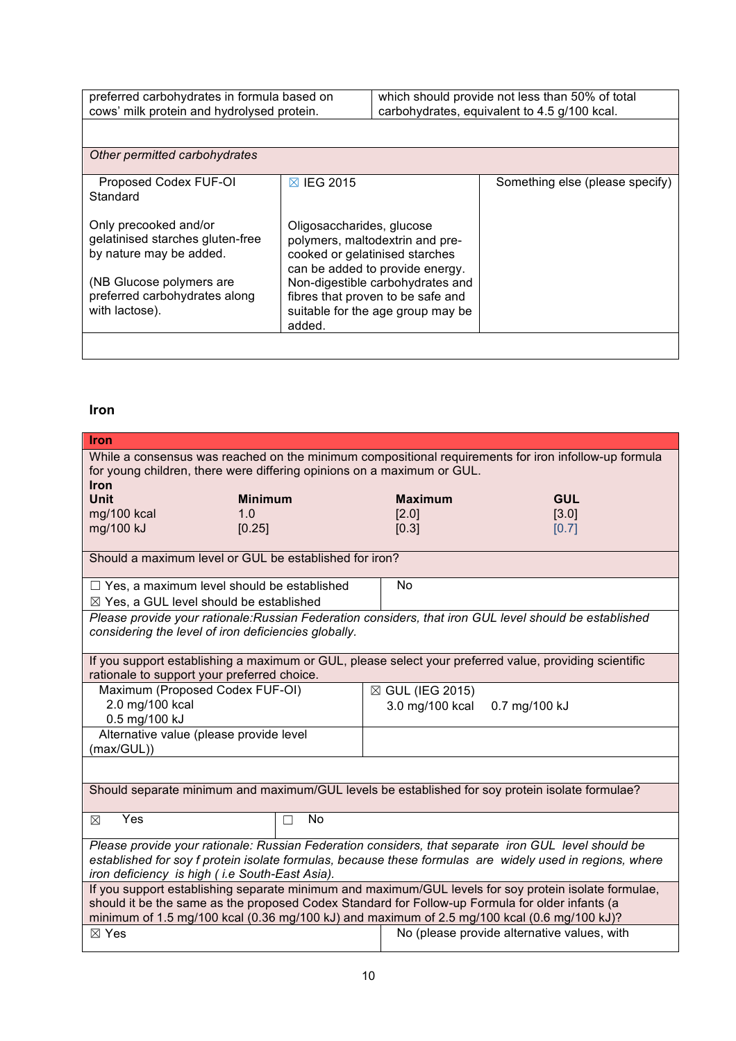| preferred carbohydrates in formula based on cows' milk protein and hydrolysed protein. | which should provide not less than 50% of total carbohydrates, equivalent to 4.5 g/100 kcal. | |
|---|---|---|
| | | |
| *Other permitted carbohydrates* | | |
| Proposed Codex FUF-OI Standard<br><br>Only precooked and/or gelatinised starches gluten-free by nature may be added.<br><br>(NB Glucose polymers are preferred carbohydrates along with lactose). | ☒ IEG 2015<br><br>Oligosaccharides, glucose polymers, maltodextrin and pre-cooked or gelatinised starches can be added to provide energy. Non-digestible carbohydrates and fibres that proven to be safe and suitable for the age group may be added. | Something else (please specify) |
| | | |

### Iron

| **Iron** | | | |
|---|---|---|---|
| While a consensus was reached on the minimum compositional requirements for iron infollow-up formula for young children, there were differing opinions on a maximum or GUL. | | | |
| **Iron** | | | |
| **Unit** | **Minimum** | **Maximum** | **GUL** |
| mg/100 kcal | 1.0 | [2.0] | [3.0] |
| mg/100 kJ | [0.25] | [0.3] | [0.7] |

| Should a maximum level or GUL be established for iron? | |
|---|---|
| ☐ Yes, a maximum level should be established<br>☒ Yes, a GUL level should be established | No |
| *Please provide your rationale:Russian Federation considers, that iron GUL level should be established considering the level of iron deficiencies globally.* | |
| If you support establishing a maximum or GUL, please select your preferred value, providing scientific rationale to support your preferred choice. | |
| Maximum (Proposed Codex FUF-OI)<br>2.0 mg/100 kcal<br>0.5 mg/100 kJ | ☒ GUL (IEG 2015)<br>3.0 mg/100 kcal 0.7 mg/100 kJ |
| Alternative value (please provide level (max/GUL)) | |
| | |
| Should separate minimum and maximum/GUL levels be established for soy protein isolate formulae? | |
| ☒ Yes | ☐ No |
| *Please provide your rationale: Russian Federation considers, that separate iron GUL level should be established for soy f protein isolate formulas, because these formulas are widely used in regions, where iron deficiency is high ( i.e South-East Asia).* | |
| If you support establishing separate minimum and maximum/GUL levels for soy protein isolate formulae, should it be the same as the proposed Codex Standard for Follow-up Formula for older infants (a minimum of 1.5 mg/100 kcal (0.36 mg/100 kJ) and maximum of 2.5 mg/100 kcal (0.6 mg/100 kJ)? | |
| ☒ Yes | No (please provide alternative values, with |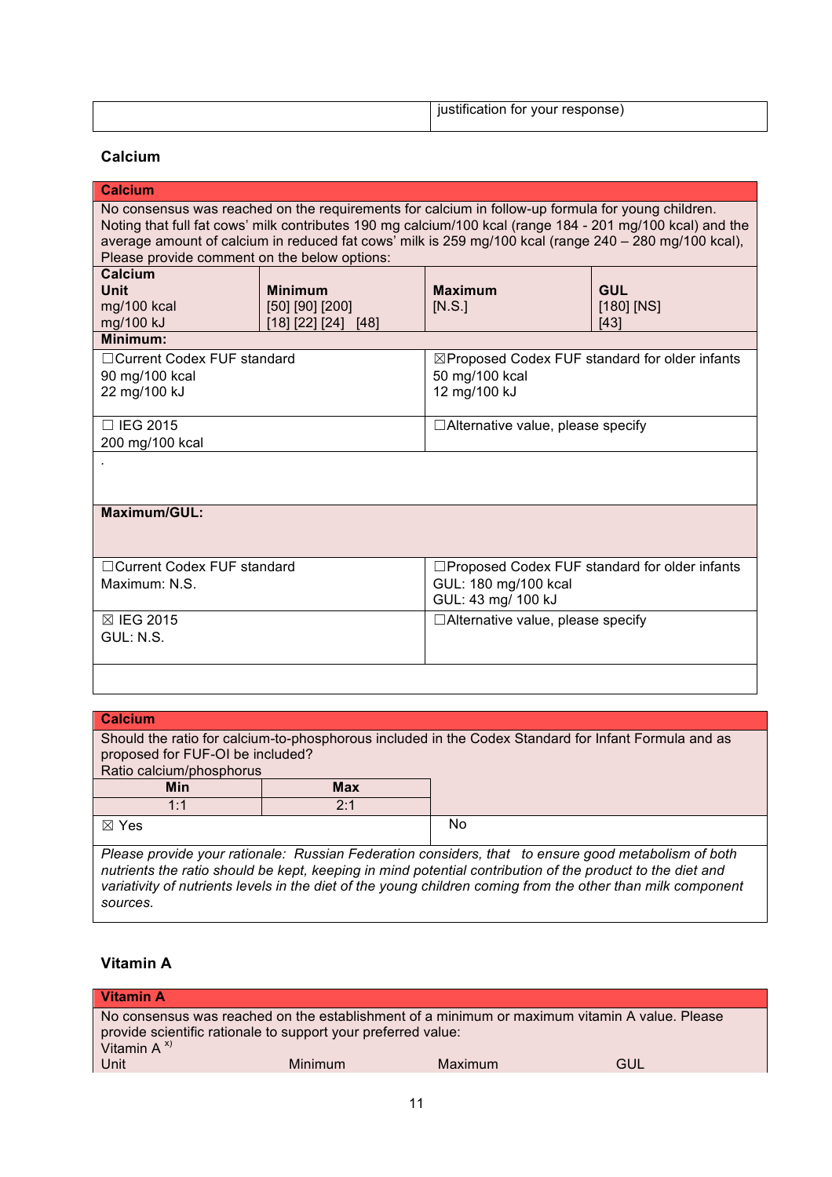| | justification for your response) |
|---|---|

### Calcium

| Calcium | | | |
|---|---|---|---|
| No consensus was reached on the requirements for calcium in follow-up formula for young children. Noting that full fat cows' milk contributes 190 mg calcium/100 kcal (range 184 - 201 mg/100 kcal) and the average amount of calcium in reduced fat cows' milk is 259 mg/100 kcal (range 240 – 280 mg/100 kcal), Please provide comment on the below options: | | | |
| **Calcium**<br>**Unit**<br>mg/100 kcal<br>mg/100 kJ | **Minimum**<br>[50] [90] [200]<br>[18] [22] [24] [48] | **Maximum**<br>[N.S.] | **GUL**<br>[180] [NS]<br>[43] |
| **Minimum:** | | | |
| ☐Current Codex FUF standard<br>90 mg/100 kcal<br>22 mg/100 kJ | | ☒Proposed Codex FUF standard for older infants<br>50 mg/100 kcal<br>12 mg/100 kJ | |
| ☐ IEG 2015<br>200 mg/100 kcal | | ☐Alternative value, please specify | |
| . | | | |
| **Maximum/GUL:** | | | |
| ☐Current Codex FUF standard<br>Maximum: N.S. | | ☐Proposed Codex FUF standard for older infants<br>GUL: 180 mg/100 kcal<br>GUL: 43 mg/ 100 kJ | |
| ☒ IEG 2015<br>GUL: N.S. | | ☐Alternative value, please specify | |
| | | | |

| Calcium | | |
|---|---|---|
| Should the ratio for calcium-to-phosphorous included in the Codex Standard for Infant Formula and as proposed for FUF-OI be included?<br>Ratio calcium/phosphorus | | |
| **Min** | **Max** | |
| 1:1 | 2:1 | |
| ☒ Yes | | No |
| *Please provide your rationale: Russian Federation considers, that to ensure good metabolism of both nutrients the ratio should be kept, keeping in mind potential contribution of the product to the diet and variativity of nutrients levels in the diet of the young children coming from the other than milk component sources.* | | |

### Vitamin A

| Vitamin A | | | |
|---|---|---|---|
| No consensus was reached on the establishment of a minimum or maximum vitamin A value. Please provide scientific rationale to support your preferred value:<br>Vitamin A [x)] | | | |
| Unit | Minimum | Maximum | GUL |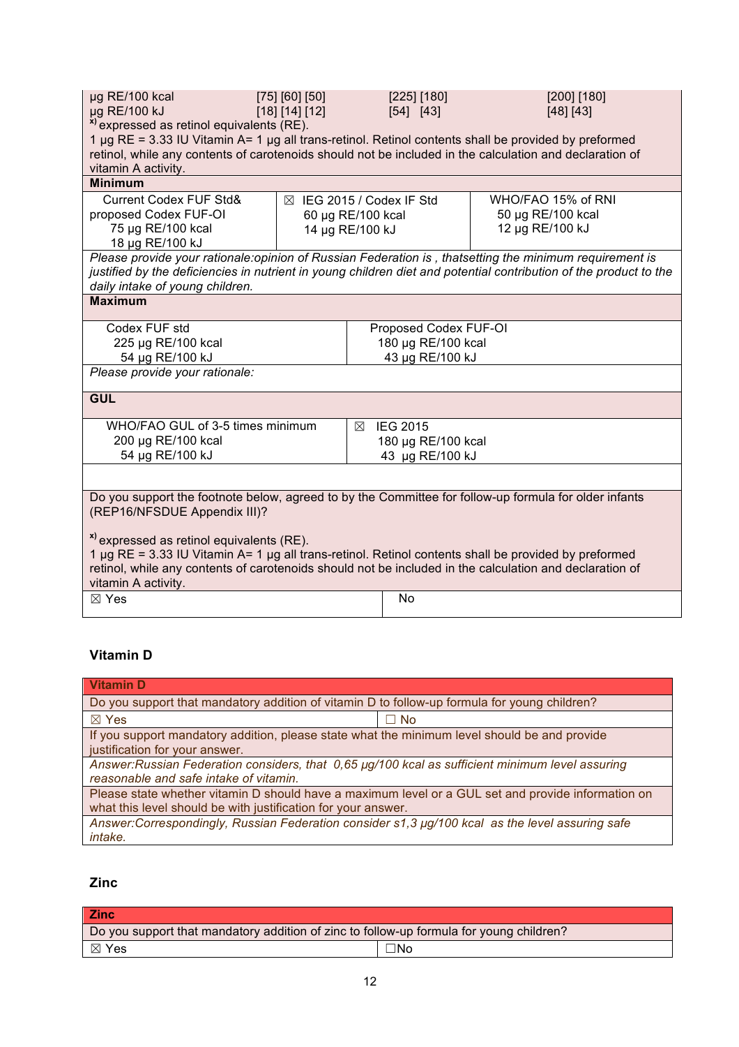| | | | |
|---|---|---|---|
| µg RE/100 kcal | [75] [60] [50] | [225] [180] | [200] [180] |
| µg RE/100 kJ | [18] [14] [12] | [54] [43] | [48] [43] |

x) expressed as retinol equivalents (RE).
1 µg RE = 3.33 IU Vitamin A= 1 µg all trans-retinol. Retinol contents shall be provided by preformed retinol, while any contents of carotenoids should not be included in the calculation and declaration of vitamin A activity.

**Minimum**

| Current Codex FUF Std& proposed Codex FUF-OI 75 µg RE/100 kcal 18 µg RE/100 kJ | ☒ IEG 2015 / Codex IF Std 60 µg RE/100 kcal 14 µg RE/100 kJ | WHO/FAO 15% of RNI 50 µg RE/100 kcal 12 µg RE/100 kJ |
|---|---|---|

*Please provide your rationale:opinion of Russian Federation is , thatsetting the minimum requirement is justified by the deficiencies in nutrient in young children diet and potential contribution of the product to the daily intake of young children.*

**Maximum**

| Codex FUF std 225 µg RE/100 kcal 54 µg RE/100 kJ | Proposed Codex FUF-OI 180 µg RE/100 kcal 43 µg RE/100 kJ |
|---|---|

*Please provide your rationale:*

**GUL**

| WHO/FAO GUL of 3-5 times minimum 200 µg RE/100 kcal 54 µg RE/100 kJ | ☒ IEG 2015 180 µg RE/100 kcal 43 µg RE/100 kJ |
|---|---|

Do you support the footnote below, agreed to by the Committee for follow-up formula for older infants (REP16/NFSDUE Appendix III)?

x) expressed as retinol equivalents (RE).
1 µg RE = 3.33 IU Vitamin A= 1 µg all trans-retinol. Retinol contents shall be provided by preformed retinol, while any contents of carotenoids should not be included in the calculation and declaration of vitamin A activity.

| ☒ Yes | No |
|---|---|

### Vitamin D

| Vitamin D | |
|---|---|
| Do you support that mandatory addition of vitamin D to follow-up formula for young children? | |
| ☒ Yes | ☐ No |
| If you support mandatory addition, please state what the minimum level should be and provide justification for your answer. | |
| *Answer:Russian Federation considers, that 0,65 µg/100 kcal as sufficient minimum level assuring reasonable and safe intake of vitamin.* | |
| Please state whether vitamin D should have a maximum level or a GUL set and provide information on what this level should be with justification for your answer. | |
| *Answer:Correspondingly, Russian Federation consider s1,3 µg/100 kcal as the level assuring safe intake.* | |

### Zinc

| Zinc | |
|---|---|
| Do you support that mandatory addition of zinc to follow-up formula for young children? | |
| ☒ Yes | ☐No |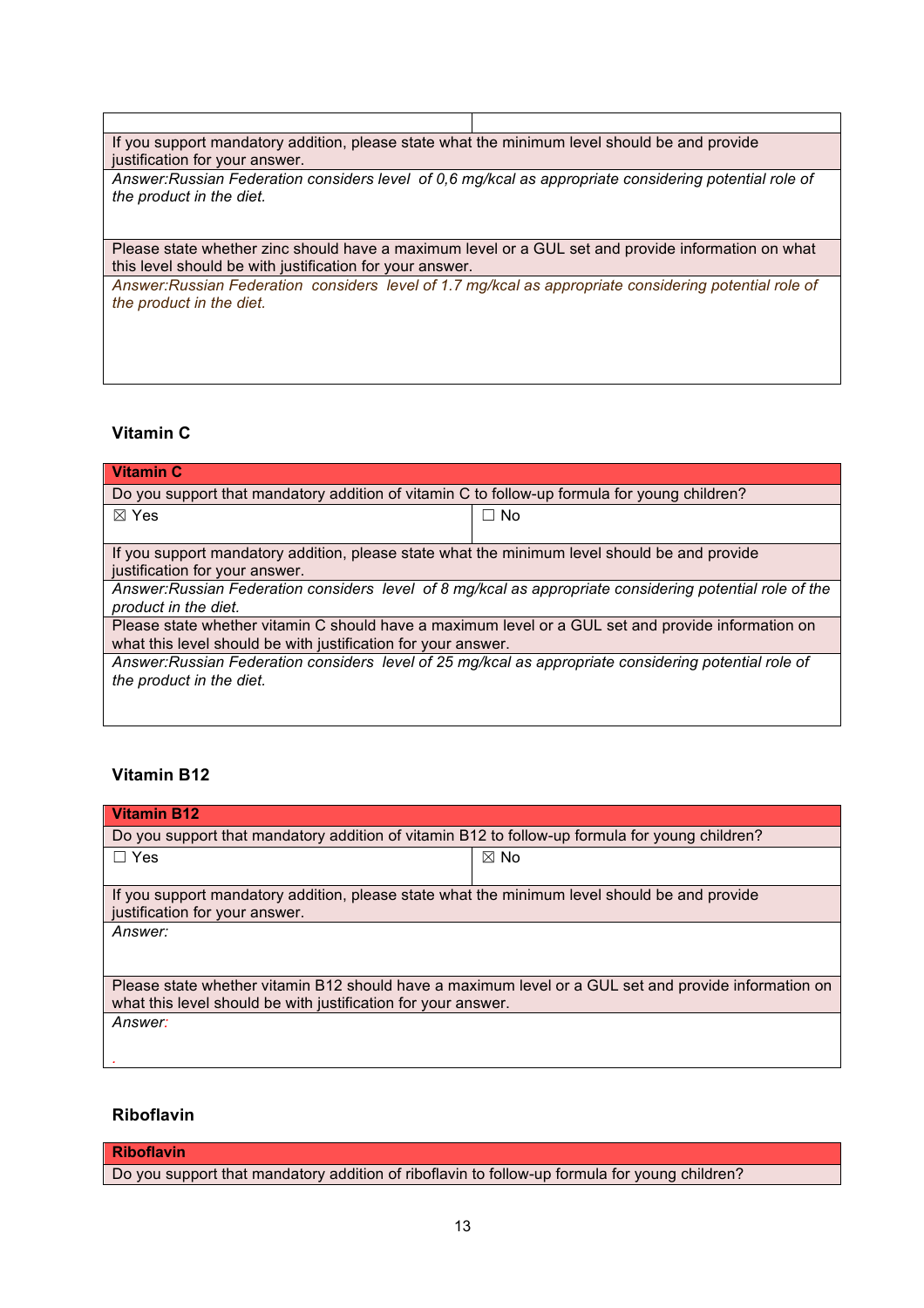| | |
|---|---|
| If you support mandatory addition, please state what the minimum level should be and provide justification for your answer. | |
| *Answer:Russian Federation considers level of 0,6 mg/kcal as appropriate considering potential role of the product in the diet.* | |
| Please state whether zinc should have a maximum level or a GUL set and provide information on what this level should be with justification for your answer. | |
| *Answer:Russian Federation considers level of 1.7 mg/kcal as appropriate considering potential role of the product in the diet.* | |

### Vitamin C

| **Vitamin C** | |
|---|---|
| Do you support that mandatory addition of vitamin C to follow-up formula for young children? | |
| ☒ Yes | ☐ No |
| If you support mandatory addition, please state what the minimum level should be and provide justification for your answer. | |
| *Answer:Russian Federation considers level of 8 mg/kcal as appropriate considering potential role of the product in the diet.* | |
| Please state whether vitamin C should have a maximum level or a GUL set and provide information on what this level should be with justification for your answer. | |
| *Answer:Russian Federation considers level of 25 mg/kcal as appropriate considering potential role of the product in the diet.* | |

### Vitamin B12

| **Vitamin B12** | |
|---|---|
| Do you support that mandatory addition of vitamin B12 to follow-up formula for young children? | |
| ☐ Yes | ☒ No |
| If you support mandatory addition, please state what the minimum level should be and provide justification for your answer. | |
| *Answer:* | |
| Please state whether vitamin B12 should have a maximum level or a GUL set and provide information on what this level should be with justification for your answer. | |
| *Answer:* | |

### Riboflavin

| **Riboflavin** |
|---|
| Do you support that mandatory addition of riboflavin to follow-up formula for young children? |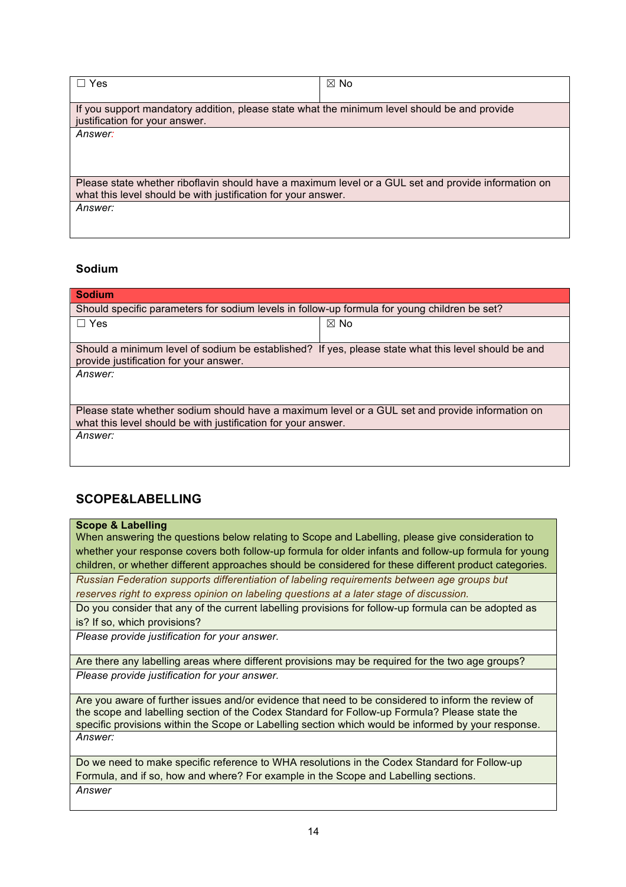| ☐ Yes | ☒ No |
|---|---|
| If you support mandatory addition, please state what the minimum level should be and provide justification for your answer. | |
| *Answer:* | |
| Please state whether riboflavin should have a maximum level or a GUL set and provide information on what this level should be with justification for your answer. | |
| *Answer:* | |

### Sodium

| **Sodium** | |
|---|---|
| Should specific parameters for sodium levels in follow-up formula for young children be set? | |
| ☐ Yes | ☒ No |
| Should a minimum level of sodium be established? If yes, please state what this level should be and provide justification for your answer. | |
| *Answer:* | |
| Please state whether sodium should have a maximum level or a GUL set and provide information on what this level should be with justification for your answer. | |
| *Answer:* | |

## SCOPE&LABELLING

| **Scope & Labelling** When answering the questions below relating to Scope and Labelling, please give consideration to whether your response covers both follow-up formula for older infants and follow-up formula for young children, or whether different approaches should be considered for these different product categories. |
|---|
| *Russian Federation supports differentiation of labeling requirements between age groups but reserves right to express opinion on labeling questions at a later stage of discussion.* |
| Do you consider that any of the current labelling provisions for follow-up formula can be adopted as is? If so, which provisions? |
| *Please provide justification for your answer.* |
| Are there any labelling areas where different provisions may be required for the two age groups? |
| *Please provide justification for your answer.* |
| Are you aware of further issues and/or evidence that need to be considered to inform the review of the scope and labelling section of the Codex Standard for Follow-up Formula? Please state the specific provisions within the Scope or Labelling section which would be informed by your response. |
| *Answer:* |
| Do we need to make specific reference to WHA resolutions in the Codex Standard for Follow-up Formula, and if so, how and where? For example in the Scope and Labelling sections. |
| *Answer* |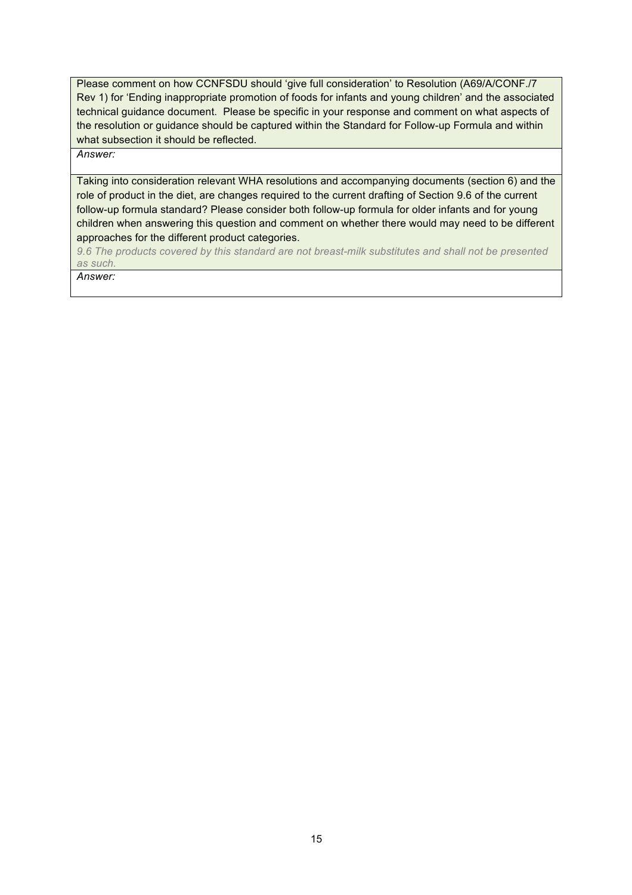| |
|---|
| Please comment on how CCNFSDU should 'give full consideration' to Resolution (A69/A/CONF./7 Rev 1) for 'Ending inappropriate promotion of foods for infants and young children' and the associated technical guidance document. Please be specific in your response and comment on what aspects of the resolution or guidance should be captured within the Standard for Follow-up Formula and within what subsection it should be reflected. |
| *Answer:* |
| Taking into consideration relevant WHA resolutions and accompanying documents (section 6) and the role of product in the diet, are changes required to the current drafting of Section 9.6 of the current follow-up formula standard? Please consider both follow-up formula for older infants and for young children when answering this question and comment on whether there would may need to be different approaches for the different product categories.<br>*9.6 The products covered by this standard are not breast-milk substitutes and shall not be presented as such.* |
| *Answer:* |